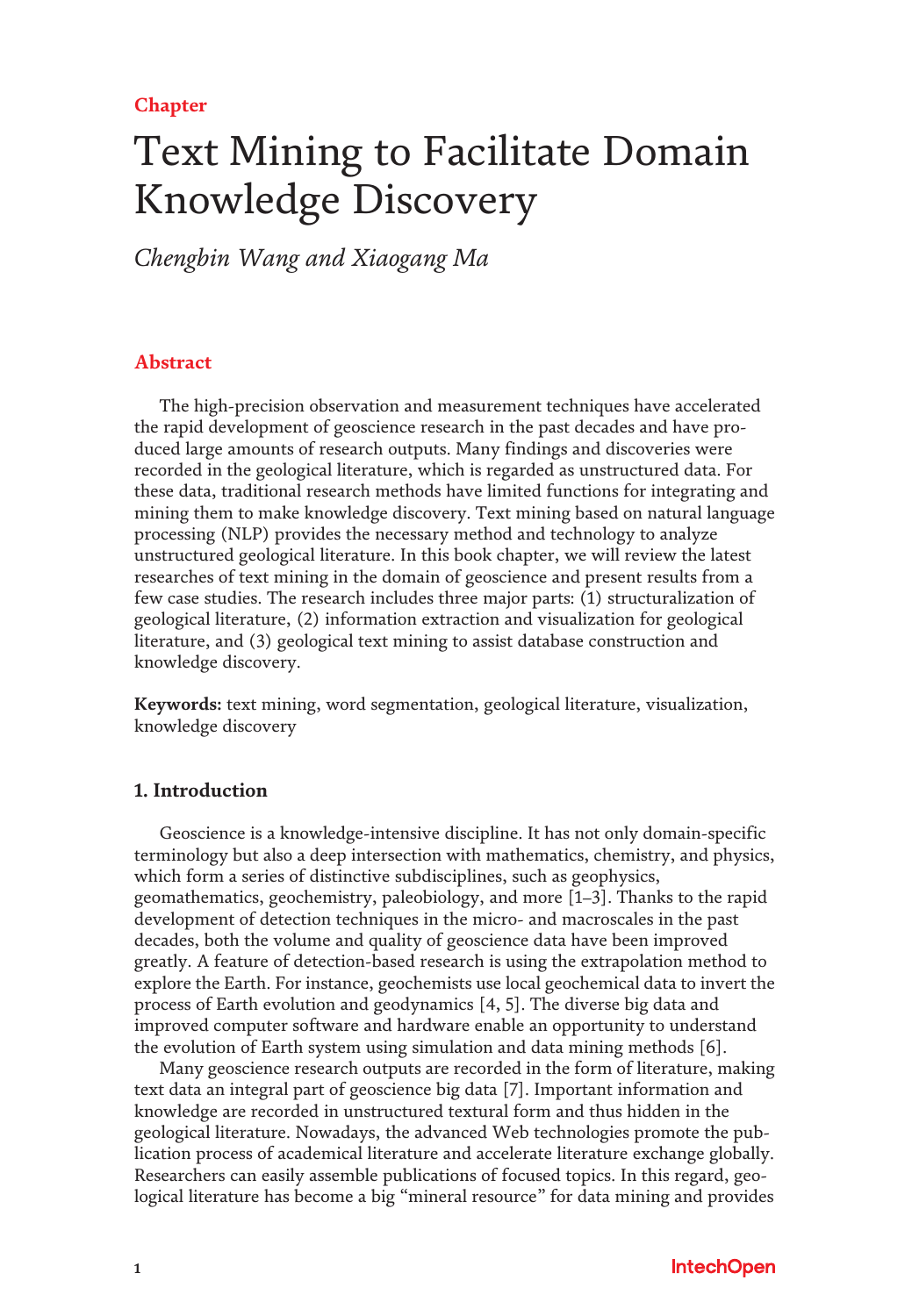Chapter

# Text Mining to Facilitate Domain Knowledge Discovery

*Chengbin Wang and Xiaogang Ma*

## Abstract

The high-precision observation and measurement techniques have accelerated the rapid development of geoscience research in the past decades and have produced large amounts of research outputs. Many findings and discoveries were recorded in the geological literature, which is regarded as unstructured data. For these data, traditional research methods have limited functions for integrating and mining them to make knowledge discovery. Text mining based on natural language processing (NLP) provides the necessary method and technology to analyze unstructured geological literature. In this book chapter, we will review the latest researches of text mining in the domain of geoscience and present results from a few case studies. The research includes three major parts: (1) structuralization of geological literature, (2) information extraction and visualization for geological literature, and (3) geological text mining to assist database construction and knowledge discovery.

**Keywords:** text mining, word segmentation, geological literature, visualization, knowledge discovery

## 1. Introduction

Geoscience is a knowledge-intensive discipline. It has not only domain-specific terminology but also a deep intersection with mathematics, chemistry, and physics, which form a series of distinctive subdisciplines, such as geophysics, geomathematics, geochemistry, paleobiology, and more [1–3]. Thanks to the rapid development of detection techniques in the micro- and macroscales in the past decades, both the volume and quality of geoscience data have been improved greatly. A feature of detection-based research is using the extrapolation method to explore the Earth. For instance, geochemists use local geochemical data to invert the process of Earth evolution and geodynamics [4, 5]. The diverse big data and improved computer software and hardware enable an opportunity to understand the evolution of Earth system using simulation and data mining methods [6].

Many geoscience research outputs are recorded in the form of literature, making text data an integral part of geoscience big data [7]. Important information and knowledge are recorded in unstructured textural form and thus hidden in the geological literature. Nowadays, the advanced Web technologies promote the publication process of academical literature and accelerate literature exchange globally. Researchers can easily assemble publications of focused topics. In this regard, geological literature has become a big "mineral resource" for data mining and provides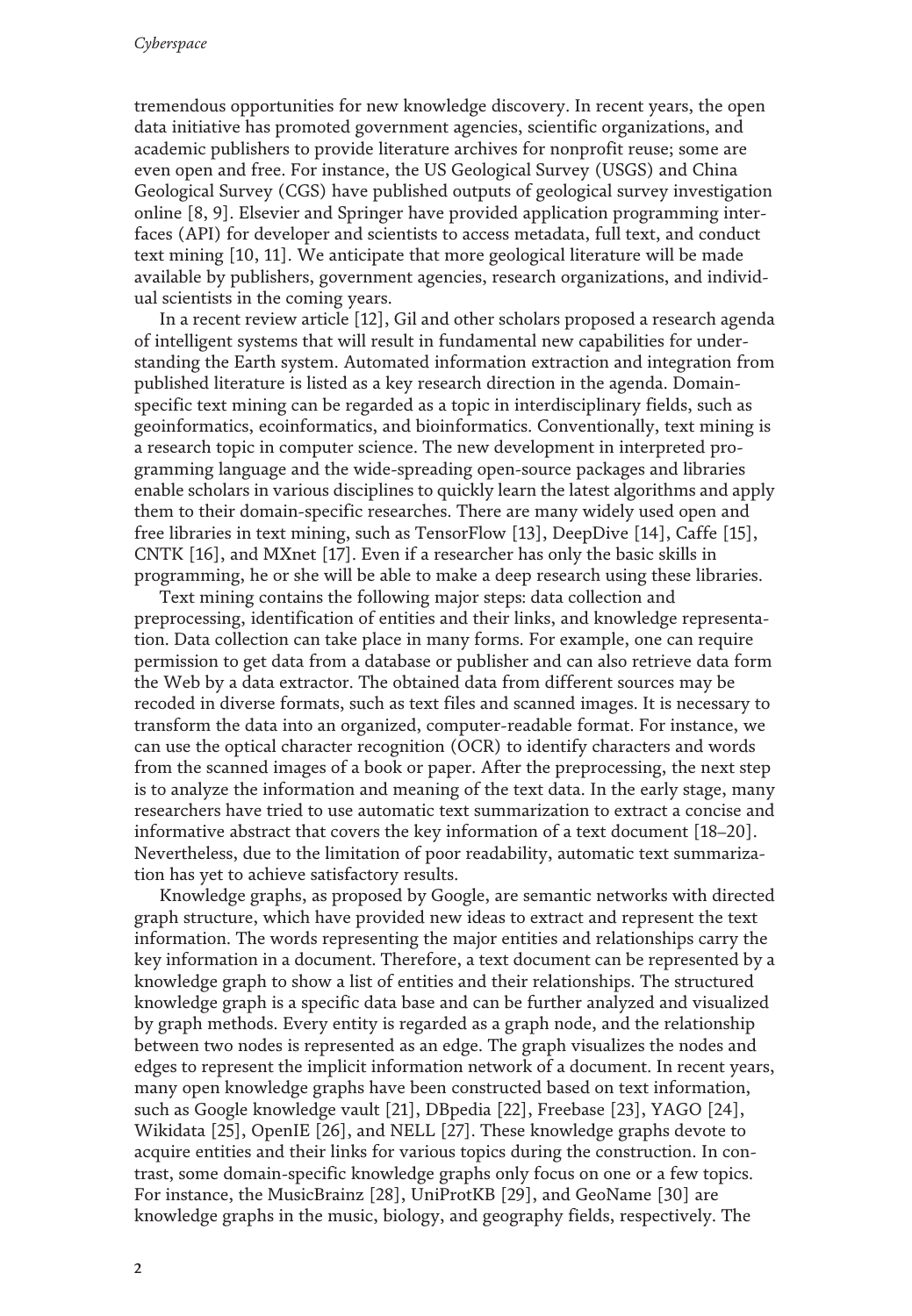tremendous opportunities for new knowledge discovery. In recent years, the open data initiative has promoted government agencies, scientific organizations, and academic publishers to provide literature archives for nonprofit reuse; some are even open and free. For instance, the US Geological Survey (USGS) and China Geological Survey (CGS) have published outputs of geological survey investigation online [8, 9]. Elsevier and Springer have provided application programming interfaces (API) for developer and scientists to access metadata, full text, and conduct text mining [10, 11]. We anticipate that more geological literature will be made available by publishers, government agencies, research organizations, and individual scientists in the coming years.

In a recent review article [12], Gil and other scholars proposed a research agenda of intelligent systems that will result in fundamental new capabilities for understanding the Earth system. Automated information extraction and integration from published literature is listed as a key research direction in the agenda. Domain-specific text mining can be regarded as a topic in interdisciplinary fields, such as geoinformatics, ecoinformatics, and bioinformatics. Conventionally, text mining is a research topic in computer science. The new development in interpreted programming language and the wide-spreading open-source packages and libraries enable scholars in various disciplines to quickly learn the latest algorithms and apply them to their domain-specific researches. There are many widely used open and free libraries in text mining, such as TensorFlow [13], DeepDive [14], Caffe [15], CNTK [16], and MXnet [17]. Even if a researcher has only the basic skills in programming, he or she will be able to make a deep research using these libraries.

Text mining contains the following major steps: data collection and preprocessing, identification of entities and their links, and knowledge representation. Data collection can take place in many forms. For example, one can require permission to get data from a database or publisher and can also retrieve data form the Web by a data extractor. The obtained data from different sources may be recoded in diverse formats, such as text files and scanned images. It is necessary to transform the data into an organized, computer-readable format. For instance, we can use the optical character recognition (OCR) to identify characters and words from the scanned images of a book or paper. After the preprocessing, the next step is to analyze the information and meaning of the text data. In the early stage, many researchers have tried to use automatic text summarization to extract a concise and informative abstract that covers the key information of a text document [18–20]. Nevertheless, due to the limitation of poor readability, automatic text summarization has yet to achieve satisfactory results.

Knowledge graphs, as proposed by Google, are semantic networks with directed graph structure, which have provided new ideas to extract and represent the text information. The words representing the major entities and relationships carry the key information in a document. Therefore, a text document can be represented by a knowledge graph to show a list of entities and their relationships. The structured knowledge graph is a specific data base and can be further analyzed and visualized by graph methods. Every entity is regarded as a graph node, and the relationship between two nodes is represented as an edge. The graph visualizes the nodes and edges to represent the implicit information network of a document. In recent years, many open knowledge graphs have been constructed based on text information, such as Google knowledge vault [21], DBpedia [22], Freebase [23], YAGO [24], Wikidata [25], OpenIE [26], and NELL [27]. These knowledge graphs devote to acquire entities and their links for various topics during the construction. In contrast, some domain-specific knowledge graphs only focus on one or a few topics. For instance, the MusicBrainz [28], UniProtKB [29], and GeoName [30] are knowledge graphs in the music, biology, and geography fields, respectively. The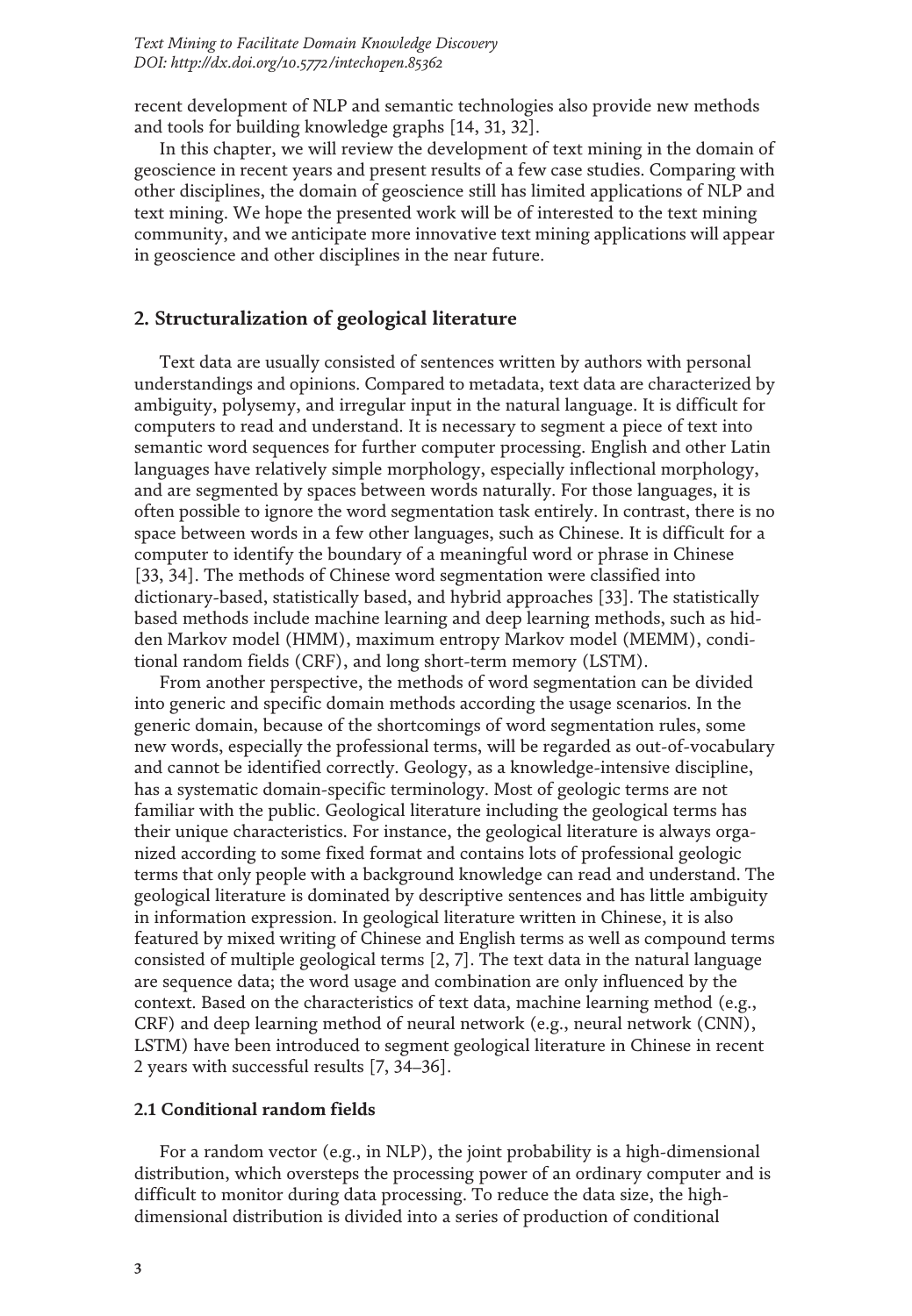recent development of NLP and semantic technologies also provide new methods and tools for building knowledge graphs [14, 31, 32].

In this chapter, we will review the development of text mining in the domain of geoscience in recent years and present results of a few case studies. Comparing with other disciplines, the domain of geoscience still has limited applications of NLP and text mining. We hope the presented work will be of interested to the text mining community, and we anticipate more innovative text mining applications will appear in geoscience and other disciplines in the near future.

## 2. Structuralization of geological literature

Text data are usually consisted of sentences written by authors with personal understandings and opinions. Compared to metadata, text data are characterized by ambiguity, polysemy, and irregular input in the natural language. It is difficult for computers to read and understand. It is necessary to segment a piece of text into semantic word sequences for further computer processing. English and other Latin languages have relatively simple morphology, especially inflectional morphology, and are segmented by spaces between words naturally. For those languages, it is often possible to ignore the word segmentation task entirely. In contrast, there is no space between words in a few other languages, such as Chinese. It is difficult for a computer to identify the boundary of a meaningful word or phrase in Chinese [33, 34]. The methods of Chinese word segmentation were classified into dictionary-based, statistically based, and hybrid approaches [33]. The statistically based methods include machine learning and deep learning methods, such as hidden Markov model (HMM), maximum entropy Markov model (MEMM), conditional random fields (CRF), and long short-term memory (LSTM).

From another perspective, the methods of word segmentation can be divided into generic and specific domain methods according the usage scenarios. In the generic domain, because of the shortcomings of word segmentation rules, some new words, especially the professional terms, will be regarded as out-of-vocabulary and cannot be identified correctly. Geology, as a knowledge-intensive discipline, has a systematic domain-specific terminology. Most of geologic terms are not familiar with the public. Geological literature including the geological terms has their unique characteristics. For instance, the geological literature is always organized according to some fixed format and contains lots of professional geologic terms that only people with a background knowledge can read and understand. The geological literature is dominated by descriptive sentences and has little ambiguity in information expression. In geological literature written in Chinese, it is also featured by mixed writing of Chinese and English terms as well as compound terms consisted of multiple geological terms [2, 7]. The text data in the natural language are sequence data; the word usage and combination are only influenced by the context. Based on the characteristics of text data, machine learning method (e.g., CRF) and deep learning method of neural network (e.g., neural network (CNN), LSTM) have been introduced to segment geological literature in Chinese in recent 2 years with successful results [7, 34–36].

### 2.1 Conditional random fields

For a random vector (e.g., in NLP), the joint probability is a high-dimensional distribution, which oversteps the processing power of an ordinary computer and is difficult to monitor during data processing. To reduce the data size, the high-dimensional distribution is divided into a series of production of conditional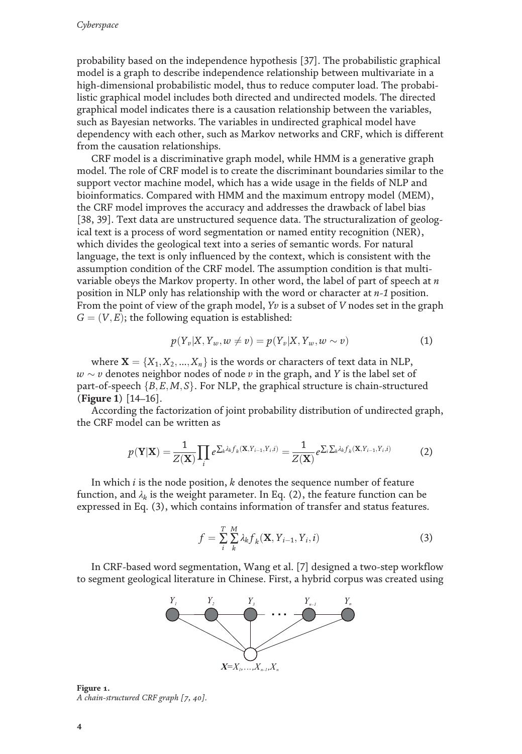probability based on the independence hypothesis [37]. The probabilistic graphical model is a graph to describe independence relationship between multivariate in a high-dimensional probabilistic model, thus to reduce computer load. The probabilistic graphical model includes both directed and undirected models. The directed graphical model indicates there is a causation relationship between the variables, such as Bayesian networks. The variables in undirected graphical model have dependency with each other, such as Markov networks and CRF, which is different from the causation relationships.

CRF model is a discriminative graph model, while HMM is a generative graph model. The role of CRF model is to create the discriminant boundaries similar to the support vector machine model, which has a wide usage in the fields of NLP and bioinformatics. Compared with HMM and the maximum entropy model (MEM), the CRF model improves the accuracy and addresses the drawback of label bias [38, 39]. Text data are unstructured sequence data. The structuralization of geological text is a process of word segmentation or named entity recognition (NER), which divides the geological text into a series of semantic words. For natural language, the text is only influenced by the context, which is consistent with the assumption condition of the CRF model. The assumption condition is that multivariable obeys the Markov property. In other word, the label of part of speech at *n* position in NLP only has relationship with the word or character at *n-1* position. From the point of view of the graph model, *Yv* is a subset of *V* nodes set in the graph $G = (V, E)$; the following equation is established:

$$p(Y_v|X, Y_w, w \neq v) = p(Y_v|X, Y_w, w \sim v) \tag{1}$$

where $\mathbf{X} = \{X_1, X_2, \ldots, X_n\}$ is the words or characters of text data in NLP, $w \sim v$ denotes neighbor nodes of node $v$ in the graph, and $Y$ is the label set of part-of-speech $\{B, E, M, S\}$. For NLP, the graphical structure is chain-structured (**Figure 1**) [14–16].

According the factorization of joint probability distribution of undirected graph, the CRF model can be written as

$$p(\mathbf{Y}|\mathbf{X}) = \frac{1}{Z(\mathbf{X})} \prod_i e^{\sum_k \lambda_k f_k(\mathbf{X}, Y_{i-1}, Y_i, i)} = \frac{1}{Z(\mathbf{X})} e^{\sum_i \sum_k \lambda_k f_k(\mathbf{X}, Y_{i-1}, Y_i, i)} \tag{2}$$

In which $i$ is the node position, $k$ denotes the sequence number of feature function, and $\lambda_k$ is the weight parameter. In Eq. (2), the feature function can be expressed in Eq. (3), which contains information of transfer and status features.

$$f = \sum_i^T \sum_k^M \lambda_k f_k(\mathbf{X}, Y_{i-1}, Y_i, i) \tag{3}$$

In CRF-based word segmentation, Wang et al. [7] designed a two-step workflow to segment geological literature in Chinese. First, a hybrid corpus was created using

**Figure 1.**
*A chain-structured CRF graph [7, 40].*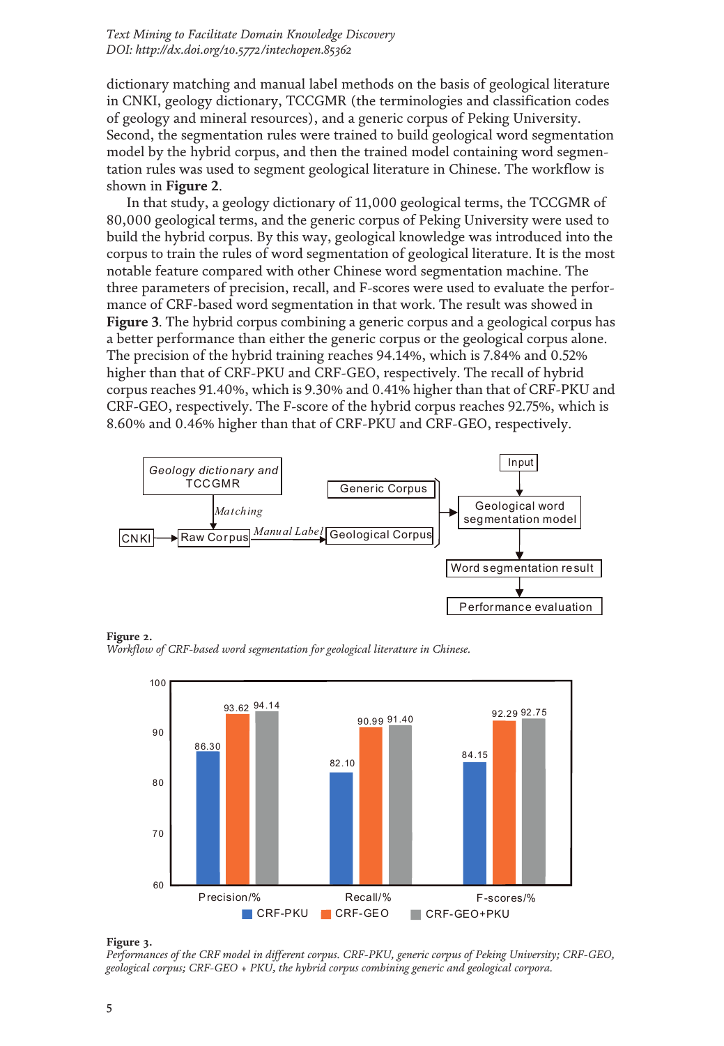dictionary matching and manual label methods on the basis of geological literature in CNKI, geology dictionary, TCCGMR (the terminologies and classification codes of geology and mineral resources), and a generic corpus of Peking University. Second, the segmentation rules were trained to build geological word segmentation model by the hybrid corpus, and then the trained model containing word segmentation rules was used to segment geological literature in Chinese. The workflow is shown in **Figure 2**.

In that study, a geology dictionary of 11,000 geological terms, the TCCGMR of 80,000 geological terms, and the generic corpus of Peking University were used to build the hybrid corpus. By this way, geological knowledge was introduced into the corpus to train the rules of word segmentation of geological literature. It is the most notable feature compared with other Chinese word segmentation machine. The three parameters of precision, recall, and F-scores were used to evaluate the performance of CRF-based word segmentation in that work. The result was showed in **Figure 3**. The hybrid corpus combining a generic corpus and a geological corpus has a better performance than either the generic corpus or the geological corpus alone. The precision of the hybrid training reaches 94.14%, which is 7.84% and 0.52% higher than that of CRF-PKU and CRF-GEO, respectively. The recall of hybrid corpus reaches 91.40%, which is 9.30% and 0.41% higher than that of CRF-PKU and CRF-GEO, respectively. The F-score of the hybrid corpus reaches 92.75%, which is 8.60% and 0.46% higher than that of CRF-PKU and CRF-GEO, respectively.

**Figure 2.**
*Workflow of CRF-based word segmentation for geological literature in Chinese.*

**Figure 3.**
*Performances of the CRF model in different corpus. CRF-PKU, generic corpus of Peking University; CRF-GEO, geological corpus; CRF-GEO + PKU, the hybrid corpus combining generic and geological corpora.*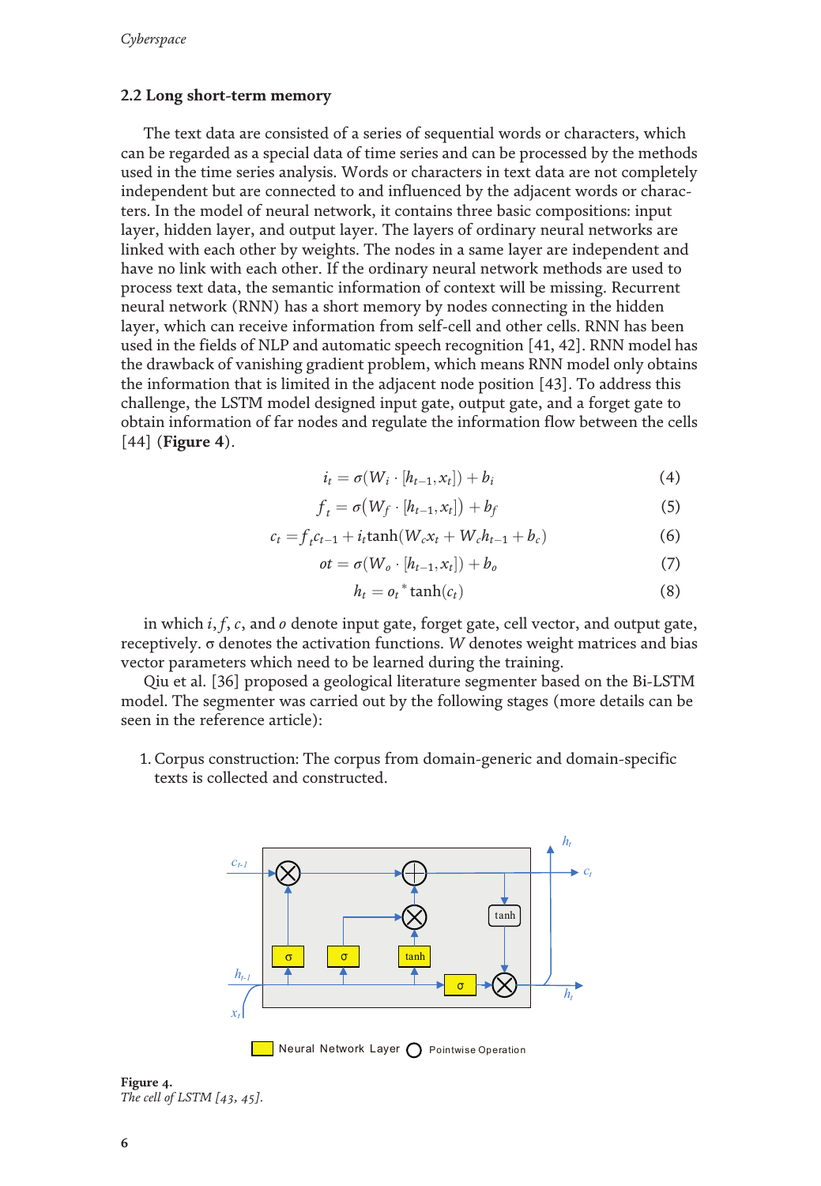## 2.2 Long short-term memory

The text data are consisted of a series of sequential words or characters, which can be regarded as a special data of time series and can be processed by the methods used in the time series analysis. Words or characters in text data are not completely independent but are connected to and influenced by the adjacent words or characters. In the model of neural network, it contains three basic compositions: input layer, hidden layer, and output layer. The layers of ordinary neural networks are linked with each other by weights. The nodes in a same layer are independent and have no link with each other. If the ordinary neural network methods are used to process text data, the semantic information of context will be missing. Recurrent neural network (RNN) has a short memory by nodes connecting in the hidden layer, which can receive information from self-cell and other cells. RNN has been used in the fields of NLP and automatic speech recognition [41, 42]. RNN model has the drawback of vanishing gradient problem, which means RNN model only obtains the information that is limited in the adjacent node position [43]. To address this challenge, the LSTM model designed input gate, output gate, and a forget gate to obtain information of far nodes and regulate the information flow between the cells [44] (**Figure 4**).

$$i_t = \sigma(W_i \cdot [h_{t-1}, x_t]) + b_i \tag{4}$$

$$f_t = \sigma(W_f \cdot [h_{t-1}, x_t]) + b_f \tag{5}$$

$$c_t = f_t c_{t-1} + i_t \tanh(W_c x_t + W_c h_{t-1} + b_c) \tag{6}$$

$$ot = \sigma(W_o \cdot [h_{t-1}, x_t]) + b_o \tag{7}$$

$$h_t = o_t {}^* \tanh(c_t) \tag{8}$$

in which $i, f, c$, and $o$ denote input gate, forget gate, cell vector, and output gate, receptively. σ denotes the activation functions. $W$ denotes weight matrices and bias vector parameters which need to be learned during the training.

Qiu et al. [36] proposed a geological literature segmenter based on the Bi-LSTM model. The segmenter was carried out by the following stages (more details can be seen in the reference article):

1. Corpus construction: The corpus from domain-generic and domain-specific texts is collected and constructed.

**Figure 4.**
*The cell of LSTM [43, 45].*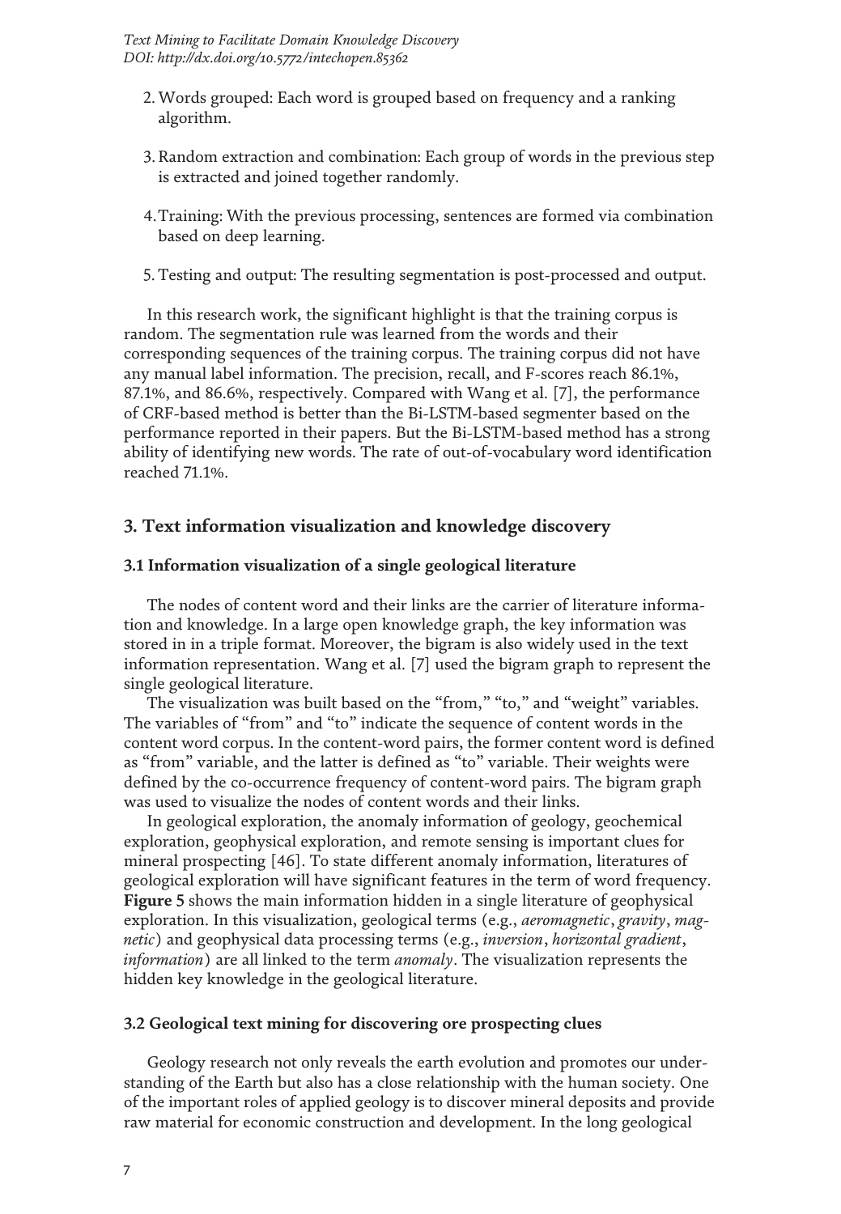2. Words grouped: Each word is grouped based on frequency and a ranking algorithm.

3. Random extraction and combination: Each group of words in the previous step is extracted and joined together randomly.

4. Training: With the previous processing, sentences are formed via combination based on deep learning.

5. Testing and output: The resulting segmentation is post-processed and output.

In this research work, the significant highlight is that the training corpus is random. The segmentation rule was learned from the words and their corresponding sequences of the training corpus. The training corpus did not have any manual label information. The precision, recall, and F-scores reach 86.1%, 87.1%, and 86.6%, respectively. Compared with Wang et al. [7], the performance of CRF-based method is better than the Bi-LSTM-based segmenter based on the performance reported in their papers. But the Bi-LSTM-based method has a strong ability of identifying new words. The rate of out-of-vocabulary word identification reached 71.1%.

## 3. Text information visualization and knowledge discovery

### 3.1 Information visualization of a single geological literature

The nodes of content word and their links are the carrier of literature information and knowledge. In a large open knowledge graph, the key information was stored in in a triple format. Moreover, the bigram is also widely used in the text information representation. Wang et al. [7] used the bigram graph to represent the single geological literature.

The visualization was built based on the "from," "to," and "weight" variables. The variables of "from" and "to" indicate the sequence of content words in the content word corpus. In the content-word pairs, the former content word is defined as "from" variable, and the latter is defined as "to" variable. Their weights were defined by the co-occurrence frequency of content-word pairs. The bigram graph was used to visualize the nodes of content words and their links.

In geological exploration, the anomaly information of geology, geochemical exploration, geophysical exploration, and remote sensing is important clues for mineral prospecting [46]. To state different anomaly information, literatures of geological exploration will have significant features in the term of word frequency. **Figure 5** shows the main information hidden in a single literature of geophysical exploration. In this visualization, geological terms (e.g., *aeromagnetic*, *gravity*, *magnetic*) and geophysical data processing terms (e.g., *inversion*, *horizontal gradient*, *information*) are all linked to the term *anomaly*. The visualization represents the hidden key knowledge in the geological literature.

### 3.2 Geological text mining for discovering ore prospecting clues

Geology research not only reveals the earth evolution and promotes our understanding of the Earth but also has a close relationship with the human society. One of the important roles of applied geology is to discover mineral deposits and provide raw material for economic construction and development. In the long geological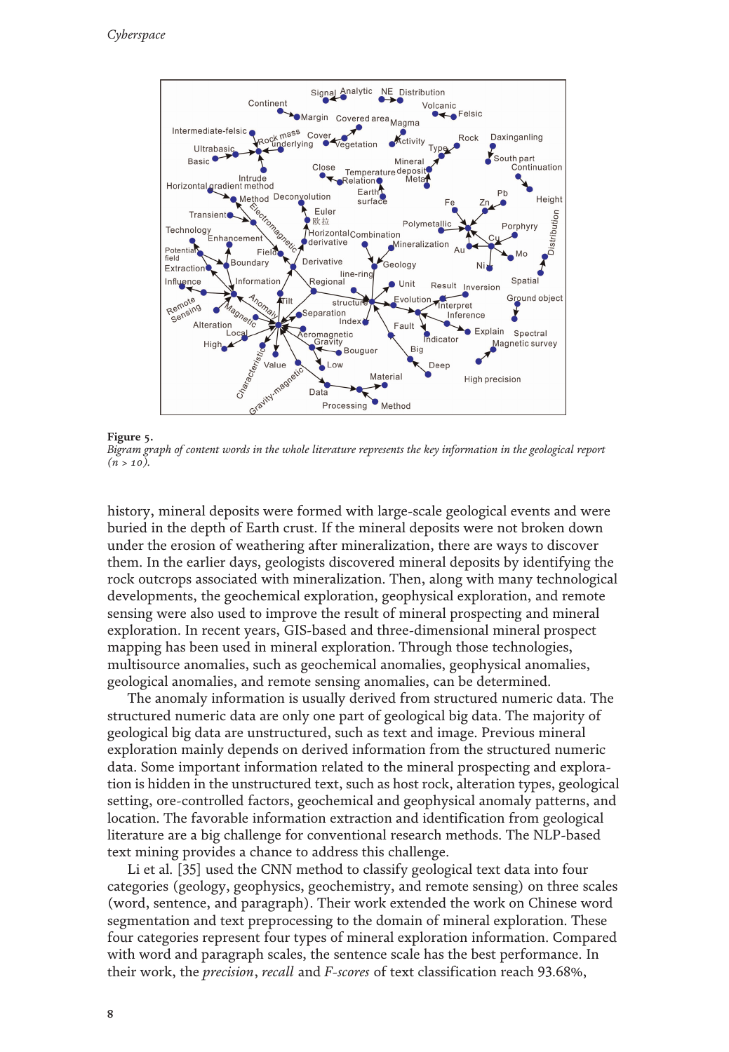**Figure 5.**
*Bigram graph of content words in the whole literature represents the key information in the geological report ($n > 10$).*

history, mineral deposits were formed with large-scale geological events and were buried in the depth of Earth crust. If the mineral deposits were not broken down under the erosion of weathering after mineralization, there are ways to discover them. In the earlier days, geologists discovered mineral deposits by identifying the rock outcrops associated with mineralization. Then, along with many technological developments, the geochemical exploration, geophysical exploration, and remote sensing were also used to improve the result of mineral prospecting and mineral exploration. In recent years, GIS-based and three-dimensional mineral prospect mapping has been used in mineral exploration. Through those technologies, multisource anomalies, such as geochemical anomalies, geophysical anomalies, geological anomalies, and remote sensing anomalies, can be determined.

The anomaly information is usually derived from structured numeric data. The structured numeric data are only one part of geological big data. The majority of geological big data are unstructured, such as text and image. Previous mineral exploration mainly depends on derived information from the structured numeric data. Some important information related to the mineral prospecting and exploration is hidden in the unstructured text, such as host rock, alteration types, geological setting, ore-controlled factors, geochemical and geophysical anomaly patterns, and location. The favorable information extraction and identification from geological literature are a big challenge for conventional research methods. The NLP-based text mining provides a chance to address this challenge.

Li et al. [35] used the CNN method to classify geological text data into four categories (geology, geophysics, geochemistry, and remote sensing) on three scales (word, sentence, and paragraph). Their work extended the work on Chinese word segmentation and text preprocessing to the domain of mineral exploration. These four categories represent four types of mineral exploration information. Compared with word and paragraph scales, the sentence scale has the best performance. In their work, the *precision*, *recall* and *F-scores* of text classification reach 93.68%,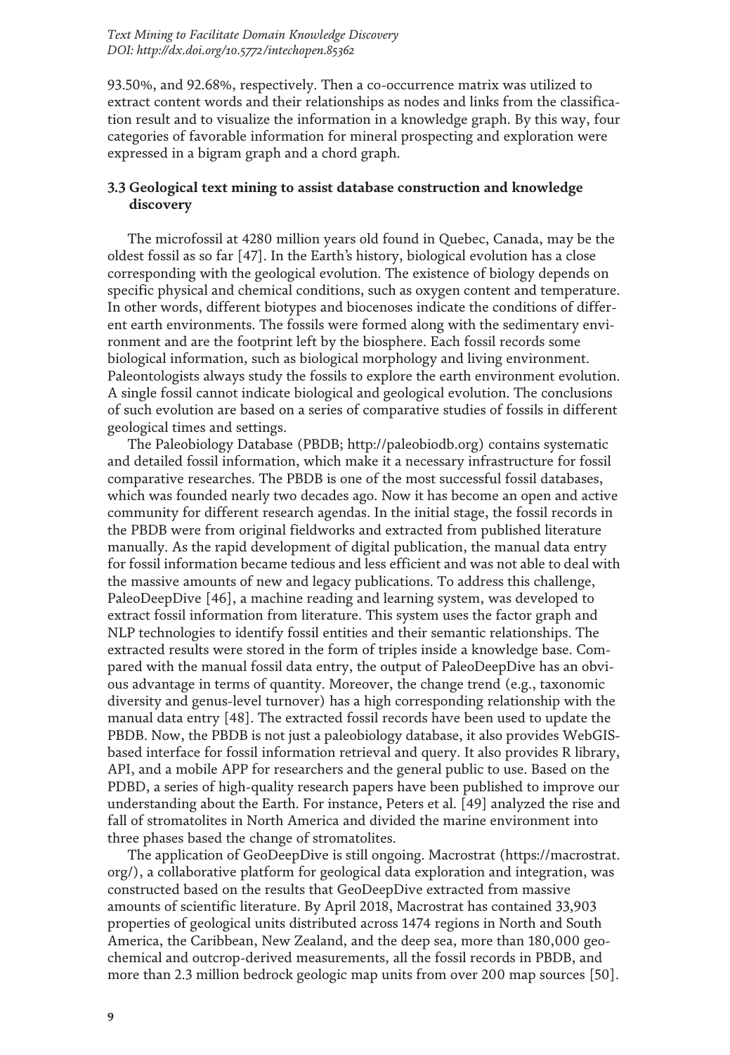93.50%, and 92.68%, respectively. Then a co-occurrence matrix was utilized to extract content words and their relationships as nodes and links from the classification result and to visualize the information in a knowledge graph. By this way, four categories of favorable information for mineral prospecting and exploration were expressed in a bigram graph and a chord graph.

### 3.3 Geological text mining to assist database construction and knowledge discovery

The microfossil at 4280 million years old found in Quebec, Canada, may be the oldest fossil as so far [47]. In the Earth's history, biological evolution has a close corresponding with the geological evolution. The existence of biology depends on specific physical and chemical conditions, such as oxygen content and temperature. In other words, different biotypes and biocenoses indicate the conditions of different earth environments. The fossils were formed along with the sedimentary environment and are the footprint left by the biosphere. Each fossil records some biological information, such as biological morphology and living environment. Paleontologists always study the fossils to explore the earth environment evolution. A single fossil cannot indicate biological and geological evolution. The conclusions of such evolution are based on a series of comparative studies of fossils in different geological times and settings.

The Paleobiology Database (PBDB; http://paleobiodb.org) contains systematic and detailed fossil information, which make it a necessary infrastructure for fossil comparative researches. The PBDB is one of the most successful fossil databases, which was founded nearly two decades ago. Now it has become an open and active community for different research agendas. In the initial stage, the fossil records in the PBDB were from original fieldworks and extracted from published literature manually. As the rapid development of digital publication, the manual data entry for fossil information became tedious and less efficient and was not able to deal with the massive amounts of new and legacy publications. To address this challenge, PaleoDeepDive [46], a machine reading and learning system, was developed to extract fossil information from literature. This system uses the factor graph and NLP technologies to identify fossil entities and their semantic relationships. The extracted results were stored in the form of triples inside a knowledge base. Compared with the manual fossil data entry, the output of PaleoDeepDive has an obvious advantage in terms of quantity. Moreover, the change trend (e.g., taxonomic diversity and genus-level turnover) has a high corresponding relationship with the manual data entry [48]. The extracted fossil records have been used to update the PBDB. Now, the PBDB is not just a paleobiology database, it also provides WebGIS-based interface for fossil information retrieval and query. It also provides R library, API, and a mobile APP for researchers and the general public to use. Based on the PDBD, a series of high-quality research papers have been published to improve our understanding about the Earth. For instance, Peters et al. [49] analyzed the rise and fall of stromatolites in North America and divided the marine environment into three phases based the change of stromatolites.

The application of GeoDeepDive is still ongoing. Macrostrat (https://macrostrat.org/), a collaborative platform for geological data exploration and integration, was constructed based on the results that GeoDeepDive extracted from massive amounts of scientific literature. By April 2018, Macrostrat has contained 33,903 properties of geological units distributed across 1474 regions in North and South America, the Caribbean, New Zealand, and the deep sea, more than 180,000 geochemical and outcrop-derived measurements, all the fossil records in PBDB, and more than 2.3 million bedrock geologic map units from over 200 map sources [50].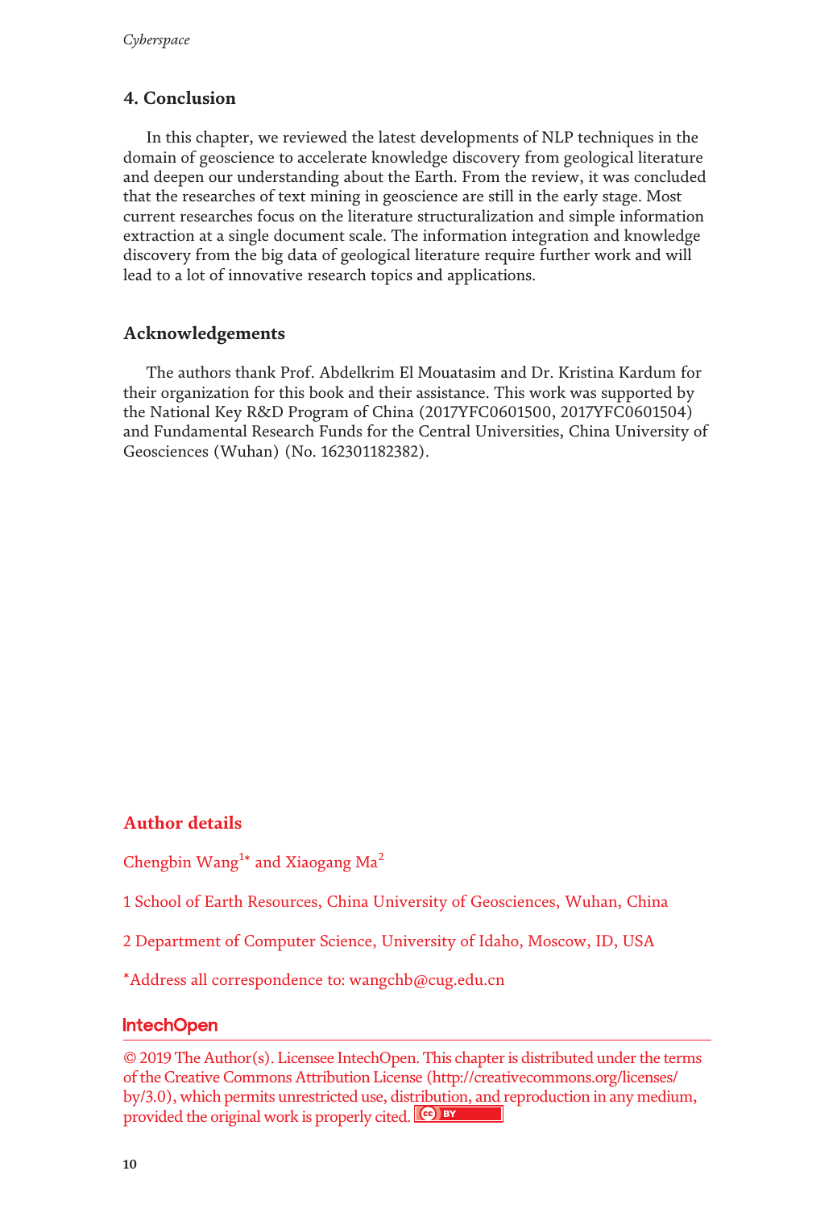## 4. Conclusion

In this chapter, we reviewed the latest developments of NLP techniques in the domain of geoscience to accelerate knowledge discovery from geological literature and deepen our understanding about the Earth. From the review, it was concluded that the researches of text mining in geoscience are still in the early stage. Most current researches focus on the literature structuralization and simple information extraction at a single document scale. The information integration and knowledge discovery from the big data of geological literature require further work and will lead to a lot of innovative research topics and applications.

## Acknowledgements

The authors thank Prof. Abdelkrim El Mouatasim and Dr. Kristina Kardum for their organization for this book and their assistance. This work was supported by the National Key R&D Program of China (2017YFC0601500, 2017YFC0601504) and Fundamental Research Funds for the Central Universities, China University of Geosciences (Wuhan) (No. 162301182382).

## Author details

Chengbin Wang[1]* and Xiaogang Ma[2]

1 School of Earth Resources, China University of Geosciences, Wuhan, China

2 Department of Computer Science, University of Idaho, Moscow, ID, USA

*Address all correspondence to: wangchb@cug.edu.cn

IntechOpen

© 2019 The Author(s). Licensee IntechOpen. This chapter is distributed under the terms of the Creative Commons Attribution License (http://creativecommons.org/licenses/by/3.0), which permits unrestricted use, distribution, and reproduction in any medium, provided the original work is properly cited.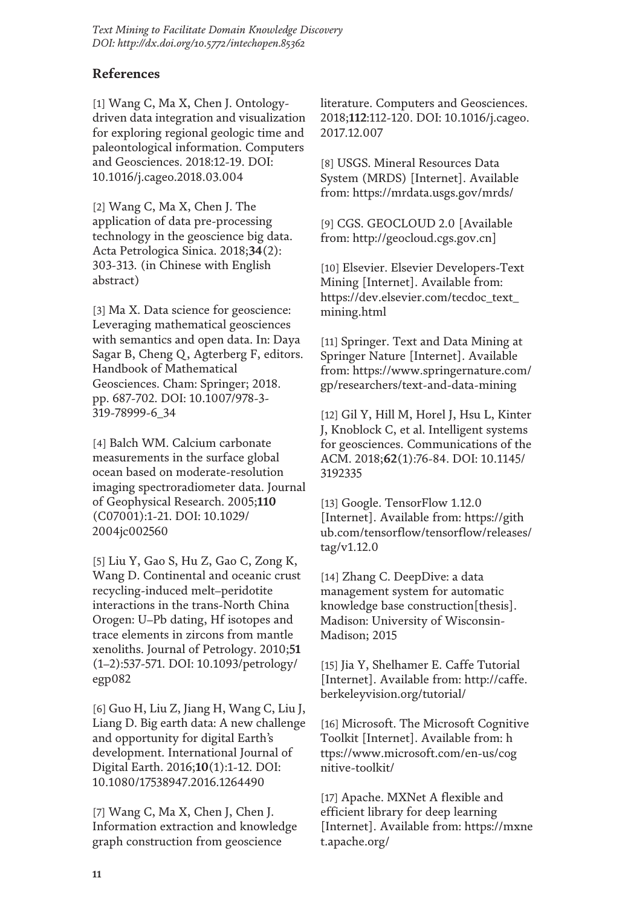## References

[1] Wang C, Ma X, Chen J. Ontology-driven data integration and visualization for exploring regional geologic time and paleontological information. Computers and Geosciences. 2018:12-19. DOI: 10.1016/j.cageo.2018.03.004

[2] Wang C, Ma X, Chen J. The application of data pre-processing technology in the geoscience big data. Acta Petrologica Sinica. 2018;**34**(2): 303-313. (in Chinese with English abstract)

[3] Ma X. Data science for geoscience: Leveraging mathematical geosciences with semantics and open data. In: Daya Sagar B, Cheng Q, Agterberg F, editors. Handbook of Mathematical Geosciences. Cham: Springer; 2018. pp. 687-702. DOI: 10.1007/978-3-319-78999-6_34

[4] Balch WM. Calcium carbonate measurements in the surface global ocean based on moderate-resolution imaging spectroradiometer data. Journal of Geophysical Research. 2005;**110** (C07001):1-21. DOI: 10.1029/2004jc002560

[5] Liu Y, Gao S, Hu Z, Gao C, Zong K, Wang D. Continental and oceanic crust recycling-induced melt–peridotite interactions in the trans-North China Orogen: U–Pb dating, Hf isotopes and trace elements in zircons from mantle xenoliths. Journal of Petrology. 2010;**51** (1–2):537-571. DOI: 10.1093/petrology/egp082

[6] Guo H, Liu Z, Jiang H, Wang C, Liu J, Liang D. Big earth data: A new challenge and opportunity for digital Earth's development. International Journal of Digital Earth. 2016;**10**(1):1-12. DOI: 10.1080/17538947.2016.1264490

[7] Wang C, Ma X, Chen J, Chen J. Information extraction and knowledge graph construction from geoscience literature. Computers and Geosciences. 2018;**112**:112-120. DOI: 10.1016/j.cageo.2017.12.007

[8] USGS. Mineral Resources Data System (MRDS) [Internet]. Available from: https://mrdata.usgs.gov/mrds/

[9] CGS. GEOCLOUD 2.0 [Available from: http://geocloud.cgs.gov.cn]

[10] Elsevier. Elsevier Developers-Text Mining [Internet]. Available from: https://dev.elsevier.com/tecdoc_text_mining.html

[11] Springer. Text and Data Mining at Springer Nature [Internet]. Available from: https://www.springernature.com/gp/researchers/text-and-data-mining

[12] Gil Y, Hill M, Horel J, Hsu L, Kinter J, Knoblock C, et al. Intelligent systems for geosciences. Communications of the ACM. 2018;**62**(1):76-84. DOI: 10.1145/3192335

[13] Google. TensorFlow 1.12.0 [Internet]. Available from: https://github.com/tensorflow/tensorflow/releases/tag/v1.12.0

[14] Zhang C. DeepDive: a data management system for automatic knowledge base construction[thesis]. Madison: University of Wisconsin-Madison; 2015

[15] Jia Y, Shelhamer E. Caffe Tutorial [Internet]. Available from: http://caffe.berkeleyvision.org/tutorial/

[16] Microsoft. The Microsoft Cognitive Toolkit [Internet]. Available from: https://www.microsoft.com/en-us/cognitive-toolkit/

[17] Apache. MXNet A flexible and efficient library for deep learning [Internet]. Available from: https://mxnet.apache.org/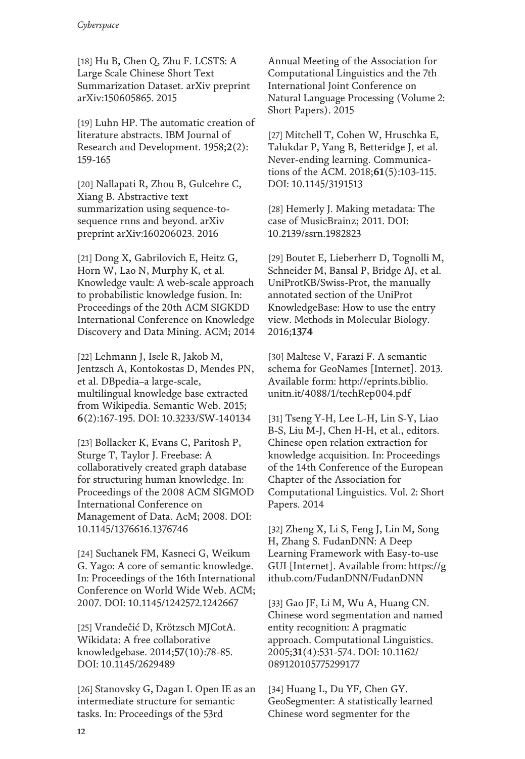[18] Hu B, Chen Q, Zhu F. LCSTS: A Large Scale Chinese Short Text Summarization Dataset. arXiv preprint arXiv:150605865. 2015

[19] Luhn HP. The automatic creation of literature abstracts. IBM Journal of Research and Development. 1958;**2**(2): 159-165

[20] Nallapati R, Zhou B, Gulcehre C, Xiang B. Abstractive text summarization using sequence-to-sequence rnns and beyond. arXiv preprint arXiv:160206023. 2016

[21] Dong X, Gabrilovich E, Heitz G, Horn W, Lao N, Murphy K, et al. Knowledge vault: A web-scale approach to probabilistic knowledge fusion. In: Proceedings of the 20th ACM SIGKDD International Conference on Knowledge Discovery and Data Mining. ACM; 2014

[22] Lehmann J, Isele R, Jakob M, Jentzsch A, Kontokostas D, Mendes PN, et al. DBpedia–a large-scale, multilingual knowledge base extracted from Wikipedia. Semantic Web. 2015; **6**(2):167-195. DOI: 10.3233/SW-140134

[23] Bollacker K, Evans C, Paritosh P, Sturge T, Taylor J. Freebase: A collaboratively created graph database for structuring human knowledge. In: Proceedings of the 2008 ACM SIGMOD International Conference on Management of Data. AcM; 2008. DOI: 10.1145/1376616.1376746

[24] Suchanek FM, Kasneci G, Weikum G. Yago: A core of semantic knowledge. In: Proceedings of the 16th International Conference on World Wide Web. ACM; 2007. DOI: 10.1145/1242572.1242667

[25] Vrandečić D, Krötzsch MJCotA. Wikidata: A free collaborative knowledgebase. 2014;**57**(10):78-85. DOI: 10.1145/2629489

[26] Stanovsky G, Dagan I. Open IE as an intermediate structure for semantic tasks. In: Proceedings of the 53rd Annual Meeting of the Association for Computational Linguistics and the 7th International Joint Conference on Natural Language Processing (Volume 2: Short Papers). 2015

[27] Mitchell T, Cohen W, Hruschka E, Talukdar P, Yang B, Betteridge J, et al. Never-ending learning. Communications of the ACM. 2018;**61**(5):103-115. DOI: 10.1145/3191513

[28] Hemerly J. Making metadata: The case of MusicBrainz; 2011. DOI: 10.2139/ssrn.1982823

[29] Boutet E, Lieberherr D, Tognolli M, Schneider M, Bansal P, Bridge AJ, et al. UniProtKB/Swiss-Prot, the manually annotated section of the UniProt KnowledgeBase: How to use the entry view. Methods in Molecular Biology. 2016;**1374**

[30] Maltese V, Farazi F. A semantic schema for GeoNames [Internet]. 2013. Available form: http://eprints.biblio.unitn.it/4088/1/techRep004.pdf

[31] Tseng Y-H, Lee L-H, Lin S-Y, Liao B-S, Liu M-J, Chen H-H, et al., editors. Chinese open relation extraction for knowledge acquisition. In: Proceedings of the 14th Conference of the European Chapter of the Association for Computational Linguistics. Vol. 2: Short Papers. 2014

[32] Zheng X, Li S, Feng J, Lin M, Song H, Zhang S. FudanDNN: A Deep Learning Framework with Easy-to-use GUI [Internet]. Available from: https://github.com/FudanDNN/FudanDNN

[33] Gao JF, Li M, Wu A, Huang CN. Chinese word segmentation and named entity recognition: A pragmatic approach. Computational Linguistics. 2005;**31**(4):531-574. DOI: 10.1162/089120105775299177

[34] Huang L, Du YF, Chen GY. GeoSegmenter: A statistically learned Chinese word segmenter for the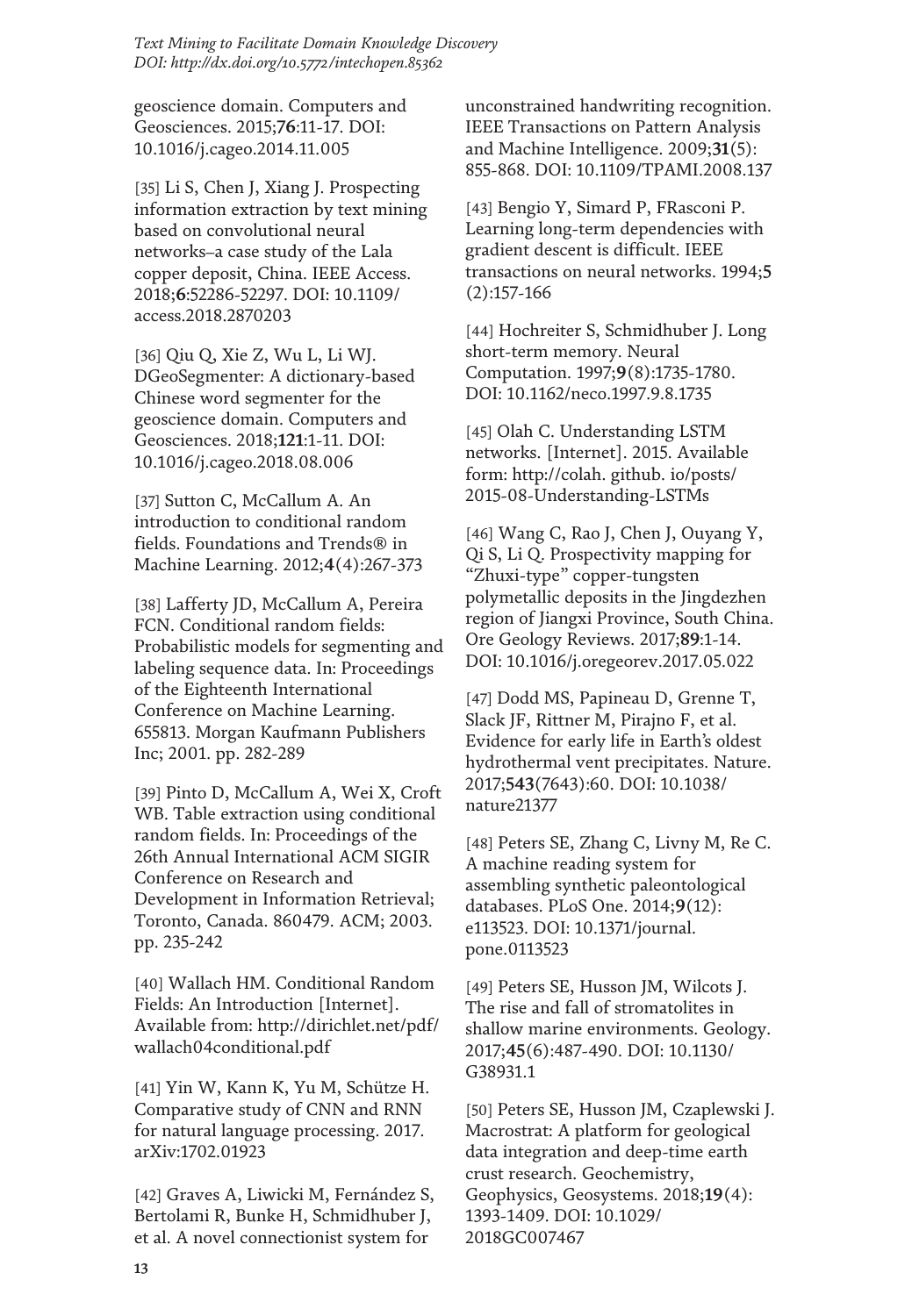geoscience domain. Computers and Geosciences. 2015;**76**:11-17. DOI: 10.1016/j.cageo.2014.11.005

[35] Li S, Chen J, Xiang J. Prospecting information extraction by text mining based on convolutional neural networks–a case study of the Lala copper deposit, China. IEEE Access. 2018;**6**:52286-52297. DOI: 10.1109/access.2018.2870203

[36] Qiu Q, Xie Z, Wu L, Li WJ. DGeoSegmenter: A dictionary-based Chinese word segmenter for the geoscience domain. Computers and Geosciences. 2018;**121**:1-11. DOI: 10.1016/j.cageo.2018.08.006

[37] Sutton C, McCallum A. An introduction to conditional random fields. Foundations and Trends® in Machine Learning. 2012;**4**(4):267-373

[38] Lafferty JD, McCallum A, Pereira FCN. Conditional random fields: Probabilistic models for segmenting and labeling sequence data. In: Proceedings of the Eighteenth International Conference on Machine Learning. 655813. Morgan Kaufmann Publishers Inc; 2001. pp. 282-289

[39] Pinto D, McCallum A, Wei X, Croft WB. Table extraction using conditional random fields. In: Proceedings of the 26th Annual International ACM SIGIR Conference on Research and Development in Information Retrieval; Toronto, Canada. 860479. ACM; 2003. pp. 235-242

[40] Wallach HM. Conditional Random Fields: An Introduction [Internet]. Available from: http://dirichlet.net/pdf/wallach04conditional.pdf

[41] Yin W, Kann K, Yu M, Schütze H. Comparative study of CNN and RNN for natural language processing. 2017. arXiv:1702.01923

[42] Graves A, Liwicki M, Fernández S, Bertolami R, Bunke H, Schmidhuber J, et al. A novel connectionist system for unconstrained handwriting recognition. IEEE Transactions on Pattern Analysis and Machine Intelligence. 2009;**31**(5):855-868. DOI: 10.1109/TPAMI.2008.137

[43] Bengio Y, Simard P, FRasconi P. Learning long-term dependencies with gradient descent is difficult. IEEE transactions on neural networks. 1994;**5**(2):157-166

[44] Hochreiter S, Schmidhuber J. Long short-term memory. Neural Computation. 1997;**9**(8):1735-1780. DOI: 10.1162/neco.1997.9.8.1735

[45] Olah C. Understanding LSTM networks. [Internet]. 2015. Available form: http://colah. github. io/posts/2015-08-Understanding-LSTMs

[46] Wang C, Rao J, Chen J, Ouyang Y, Qi S, Li Q. Prospectivity mapping for "Zhuxi-type" copper-tungsten polymetallic deposits in the Jingdezhen region of Jiangxi Province, South China. Ore Geology Reviews. 2017;**89**:1-14. DOI: 10.1016/j.oregeorev.2017.05.022

[47] Dodd MS, Papineau D, Grenne T, Slack JF, Rittner M, Pirajno F, et al. Evidence for early life in Earth's oldest hydrothermal vent precipitates. Nature. 2017;**543**(7643):60. DOI: 10.1038/nature21377

[48] Peters SE, Zhang C, Livny M, Re C. A machine reading system for assembling synthetic paleontological databases. PLoS One. 2014;**9**(12):e113523. DOI: 10.1371/journal.pone.0113523

[49] Peters SE, Husson JM, Wilcots J. The rise and fall of stromatolites in shallow marine environments. Geology. 2017;**45**(6):487-490. DOI: 10.1130/G38931.1

[50] Peters SE, Husson JM, Czaplewski J. Macrostrat: A platform for geological data integration and deep-time earth crust research. Geochemistry, Geophysics, Geosystems. 2018;**19**(4):1393-1409. DOI: 10.1029/2018GC007467